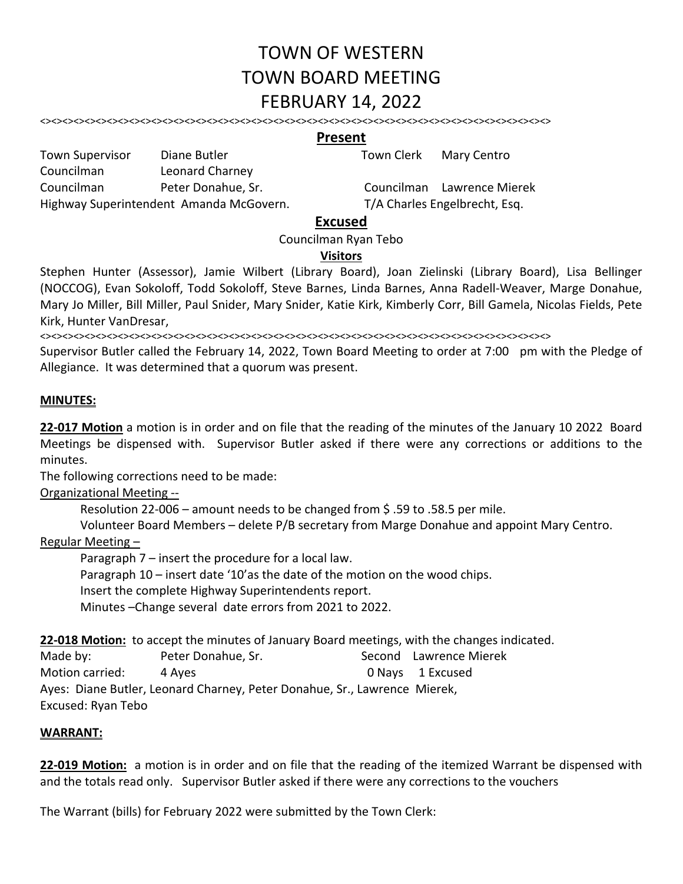# TOWN OF WESTERN
# TOWN BOARD MEETING
# FEBRUARY 14, 2022

<><><><><><><><><><><><><><><><><><><><><><><><><><><><><><><><><><><><><><><><><><><><><>

## Present

Town Supervisor Diane Butler  
Town Clerk Mary Centro  
Councilman Leonard Charney  
Councilman Peter Donahue, Sr.  
Councilman Lawrence Mierek  
Highway Superintendent Amanda McGovern.  
T/A Charles Engelbrecht, Esq.

## Excused

Councilman Ryan Tebo

### Visitors

Stephen Hunter (Assessor), Jamie Wilbert (Library Board), Joan Zielinski (Library Board), Lisa Bellinger (NOCCOG), Evan Sokoloff, Todd Sokoloff, Steve Barnes, Linda Barnes, Anna Radell-Weaver, Marge Donahue, Mary Jo Miller, Bill Miller, Paul Snider, Mary Snider, Katie Kirk, Kimberly Corr, Bill Gamela, Nicolas Fields, Pete Kirk, Hunter VanDresar,

<><><><><><><><><><><><><><><><><><><><><><><><><><><><><><><><><><><><><><><><><><><><><>

Supervisor Butler called the February 14, 2022, Town Board Meeting to order at 7:00 pm with the Pledge of Allegiance. It was determined that a quorum was present.

**MINUTES:**

**22-017 Motion** a motion is in order and on file that the reading of the minutes of the January 10 2022 Board Meetings be dispensed with. Supervisor Butler asked if there were any corrections or additions to the minutes.

The following corrections need to be made:

Organizational Meeting --

Resolution 22-006 – amount needs to be changed from $ .59 to .58.5 per mile.

Volunteer Board Members – delete P/B secretary from Marge Donahue and appoint Mary Centro.

Regular Meeting –

Paragraph 7 – insert the procedure for a local law.

Paragraph 10 – insert date '10'as the date of the motion on the wood chips.

Insert the complete Highway Superintendents report.

Minutes –Change several date errors from 2021 to 2022.

**22-018 Motion:** to accept the minutes of January Board meetings, with the changes indicated.

Made by: Peter Donahue, Sr. Second Lawrence Mierek  
Motion carried: 4 Ayes 0 Nays 1 Excused  
Ayes: Diane Butler, Leonard Charney, Peter Donahue, Sr., Lawrence Mierek,  
Excused: Ryan Tebo

**WARRANT:**

**22-019 Motion:** a motion is in order and on file that the reading of the itemized Warrant be dispensed with and the totals read only. Supervisor Butler asked if there were any corrections to the vouchers

The Warrant (bills) for February 2022 were submitted by the Town Clerk: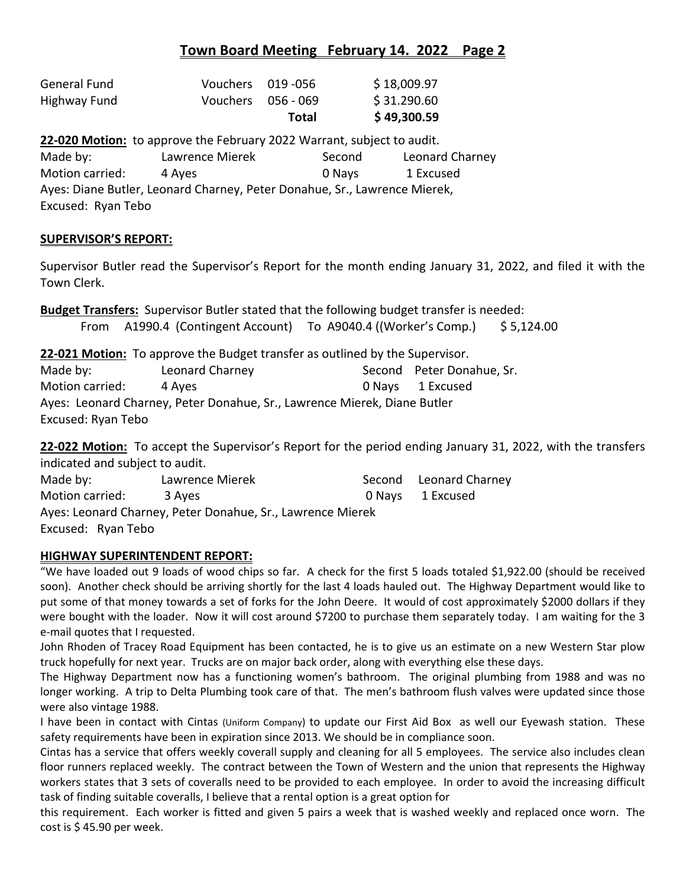## Town Board Meeting February 14. 2022 Page 2

| | | | |
|---|---|---|---|
| General Fund | Vouchers | 019 -056 | $ 18,009.97 |
| Highway Fund | Vouchers | 056 - 069 | $ 31.290.60 |
| | | **Total** | **$ 49,300.59** |

**22-020 Motion:** to approve the February 2022 Warrant, subject to audit.
Made by: Lawrence Mierek Second Leonard Charney
Motion carried: 4 Ayes 0 Nays 1 Excused
Ayes: Diane Butler, Leonard Charney, Peter Donahue, Sr., Lawrence Mierek,
Excused: Ryan Tebo

**SUPERVISOR'S REPORT:**

Supervisor Butler read the Supervisor's Report for the month ending January 31, 2022, and filed it with the Town Clerk.

**Budget Transfers:** Supervisor Butler stated that the following budget transfer is needed:
From A1990.4 (Contingent Account) To A9040.4 ((Worker's Comp.) $ 5,124.00

**22-021 Motion:** To approve the Budget transfer as outlined by the Supervisor.
Made by: Leonard Charney Second Peter Donahue, Sr.
Motion carried: 4 Ayes 0 Nays 1 Excused
Ayes: Leonard Charney, Peter Donahue, Sr., Lawrence Mierek, Diane Butler
Excused: Ryan Tebo

**22-022 Motion:** To accept the Supervisor's Report for the period ending January 31, 2022, with the transfers indicated and subject to audit.
Made by: Lawrence Mierek Second Leonard Charney
Motion carried: 3 Ayes 0 Nays 1 Excused
Ayes: Leonard Charney, Peter Donahue, Sr., Lawrence Mierek
Excused: Ryan Tebo

**HIGHWAY SUPERINTENDENT REPORT:**

"We have loaded out 9 loads of wood chips so far. A check for the first 5 loads totaled $1,922.00 (should be received soon). Another check should be arriving shortly for the last 4 loads hauled out. The Highway Department would like to put some of that money towards a set of forks for the John Deere. It would of cost approximately $2000 dollars if they were bought with the loader. Now it will cost around $7200 to purchase them separately today. I am waiting for the 3 e-mail quotes that I requested.

John Rhoden of Tracey Road Equipment has been contacted, he is to give us an estimate on a new Western Star plow truck hopefully for next year. Trucks are on major back order, along with everything else these days.

The Highway Department now has a functioning women's bathroom. The original plumbing from 1988 and was no longer working. A trip to Delta Plumbing took care of that. The men's bathroom flush valves were updated since those were also vintage 1988.

I have been in contact with Cintas (Uniform Company) to update our First Aid Box as well our Eyewash station. These safety requirements have been in expiration since 2013. We should be in compliance soon.

Cintas has a service that offers weekly coverall supply and cleaning for all 5 employees. The service also includes clean floor runners replaced weekly. The contract between the Town of Western and the union that represents the Highway workers states that 3 sets of coveralls need to be provided to each employee. In order to avoid the increasing difficult task of finding suitable coveralls, I believe that a rental option is a great option for this requirement. Each worker is fitted and given 5 pairs a week that is washed weekly and replaced once worn. The cost is $ 45.90 per week.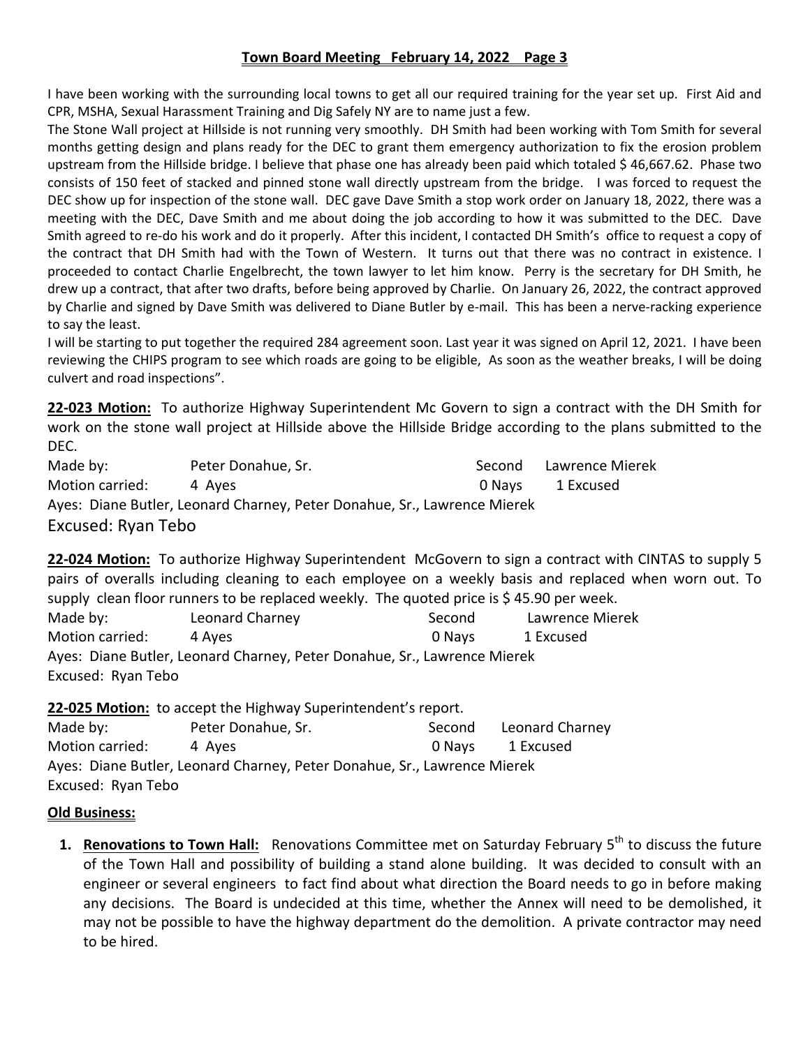I have been working with the surrounding local towns to get all our required training for the year set up. First Aid and CPR, MSHA, Sexual Harassment Training and Dig Safely NY are to name just a few.
The Stone Wall project at Hillside is not running very smoothly. DH Smith had been working with Tom Smith for several months getting design and plans ready for the DEC to grant them emergency authorization to fix the erosion problem upstream from the Hillside bridge. I believe that phase one has already been paid which totaled $ 46,667.62. Phase two consists of 150 feet of stacked and pinned stone wall directly upstream from the bridge. I was forced to request the DEC show up for inspection of the stone wall. DEC gave Dave Smith a stop work order on January 18, 2022, there was a meeting with the DEC, Dave Smith and me about doing the job according to how it was submitted to the DEC. Dave Smith agreed to re-do his work and do it properly. After this incident, I contacted DH Smith's office to request a copy of the contract that DH Smith had with the Town of Western. It turns out that there was no contract in existence. I proceeded to contact Charlie Engelbrecht, the town lawyer to let him know. Perry is the secretary for DH Smith, he drew up a contract, that after two drafts, before being approved by Charlie. On January 26, 2022, the contract approved by Charlie and signed by Dave Smith was delivered to Diane Butler by e-mail. This has been a nerve-racking experience to say the least.
I will be starting to put together the required 284 agreement soon. Last year it was signed on April 12, 2021. I have been reviewing the CHIPS program to see which roads are going to be eligible, As soon as the weather breaks, I will be doing culvert and road inspections".

**22-023 Motion:** To authorize Highway Superintendent Mc Govern to sign a contract with the DH Smith for work on the stone wall project at Hillside above the Hillside Bridge according to the plans submitted to the DEC.

Made by: Peter Donahue, Sr. Second Lawrence Mierek
Motion carried: 4 Ayes 0 Nays 1 Excused
Ayes: Diane Butler, Leonard Charney, Peter Donahue, Sr., Lawrence Mierek
Excused: Ryan Tebo

**22-024 Motion:** To authorize Highway Superintendent McGovern to sign a contract with CINTAS to supply 5 pairs of overalls including cleaning to each employee on a weekly basis and replaced when worn out. To supply clean floor runners to be replaced weekly. The quoted price is $ 45.90 per week.

Made by: Leonard Charney Second Lawrence Mierek
Motion carried: 4 Ayes 0 Nays 1 Excused
Ayes: Diane Butler, Leonard Charney, Peter Donahue, Sr., Lawrence Mierek
Excused: Ryan Tebo

**22-025 Motion:** to accept the Highway Superintendent's report.

Made by: Peter Donahue, Sr. Second Leonard Charney
Motion carried: 4 Ayes 0 Nays 1 Excused
Ayes: Diane Butler, Leonard Charney, Peter Donahue, Sr., Lawrence Mierek
Excused: Ryan Tebo

**Old Business:**

1. **Renovations to Town Hall:** Renovations Committee met on Saturday February 5th to discuss the future of the Town Hall and possibility of building a stand alone building. It was decided to consult with an engineer or several engineers to fact find about what direction the Board needs to go in before making any decisions. The Board is undecided at this time, whether the Annex will need to be demolished, it may not be possible to have the highway department do the demolition. A private contractor may need to be hired.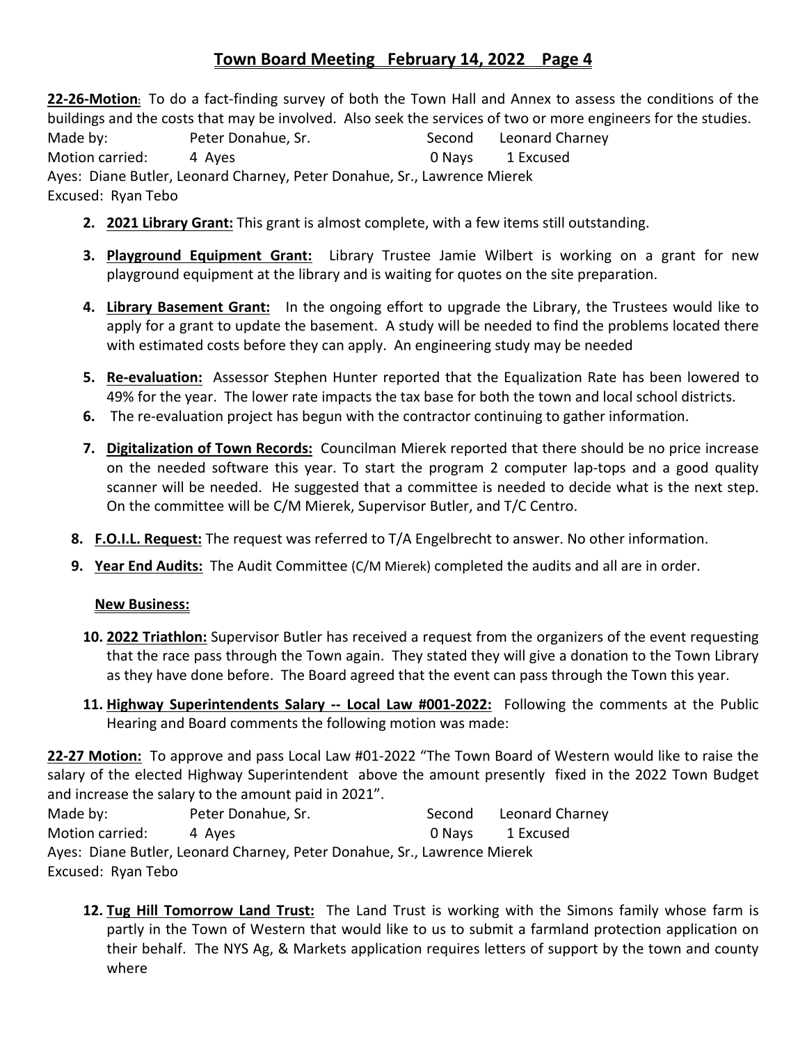**22-26-Motion**: To do a fact-finding survey of both the Town Hall and Annex to assess the conditions of the buildings and the costs that may be involved. Also seek the services of two or more engineers for the studies.

Made by: Peter Donahue, Sr. Second Leonard Charney
Motion carried: 4 Ayes 0 Nays 1 Excused
Ayes: Diane Butler, Leonard Charney, Peter Donahue, Sr., Lawrence Mierek
Excused: Ryan Tebo

2. **2021 Library Grant:** This grant is almost complete, with a few items still outstanding.
3. **Playground Equipment Grant:** Library Trustee Jamie Wilbert is working on a grant for new playground equipment at the library and is waiting for quotes on the site preparation.
4. **Library Basement Grant:** In the ongoing effort to upgrade the Library, the Trustees would like to apply for a grant to update the basement. A study will be needed to find the problems located there with estimated costs before they can apply. An engineering study may be needed
5. **Re-evaluation:** Assessor Stephen Hunter reported that the Equalization Rate has been lowered to 49% for the year. The lower rate impacts the tax base for both the town and local school districts.
6. The re-evaluation project has begun with the contractor continuing to gather information.
7. **Digitalization of Town Records:** Councilman Mierek reported that there should be no price increase on the needed software this year. To start the program 2 computer lap-tops and a good quality scanner will be needed. He suggested that a committee is needed to decide what is the next step. On the committee will be C/M Mierek, Supervisor Butler, and T/C Centro.
8. **F.O.I.L. Request:** The request was referred to T/A Engelbrecht to answer. No other information.
9. **Year End Audits:** The Audit Committee (C/M Mierek) completed the audits and all are in order.

**New Business:**

10. **2022 Triathlon:** Supervisor Butler has received a request from the organizers of the event requesting that the race pass through the Town again. They stated they will give a donation to the Town Library as they have done before. The Board agreed that the event can pass through the Town this year.
11. **Highway Superintendents Salary -- Local Law #001-2022:** Following the comments at the Public Hearing and Board comments the following motion was made:

**22-27 Motion:** To approve and pass Local Law #01-2022 "The Town Board of Western would like to raise the salary of the elected Highway Superintendent above the amount presently fixed in the 2022 Town Budget and increase the salary to the amount paid in 2021".

Made by: Peter Donahue, Sr. Second Leonard Charney
Motion carried: 4 Ayes 0 Nays 1 Excused
Ayes: Diane Butler, Leonard Charney, Peter Donahue, Sr., Lawrence Mierek
Excused: Ryan Tebo

12. **Tug Hill Tomorrow Land Trust:** The Land Trust is working with the Simons family whose farm is partly in the Town of Western that would like to us to submit a farmland protection application on their behalf. The NYS Ag, & Markets application requires letters of support by the town and county where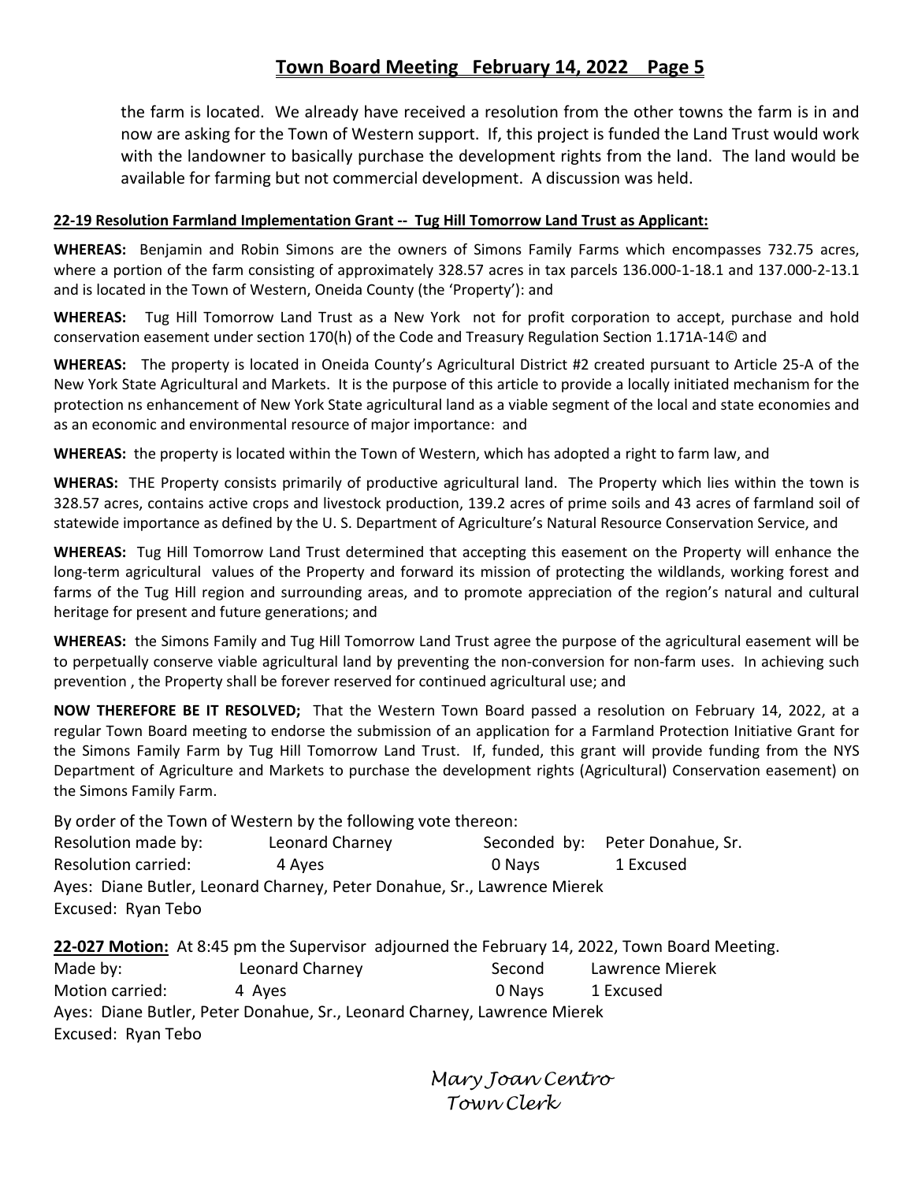the farm is located. We already have received a resolution from the other towns the farm is in and now are asking for the Town of Western support. If, this project is funded the Land Trust would work with the landowner to basically purchase the development rights from the land. The land would be available for farming but not commercial development. A discussion was held.

**22-19 Resolution Farmland Implementation Grant -- Tug Hill Tomorrow Land Trust as Applicant:**

**WHEREAS:** Benjamin and Robin Simons are the owners of Simons Family Farms which encompasses 732.75 acres, where a portion of the farm consisting of approximately 328.57 acres in tax parcels 136.000-1-18.1 and 137.000-2-13.1 and is located in the Town of Western, Oneida County (the 'Property'): and

**WHEREAS:** Tug Hill Tomorrow Land Trust as a New York not for profit corporation to accept, purchase and hold conservation easement under section 170(h) of the Code and Treasury Regulation Section 1.171A-14© and

**WHEREAS:** The property is located in Oneida County's Agricultural District #2 created pursuant to Article 25-A of the New York State Agricultural and Markets. It is the purpose of this article to provide a locally initiated mechanism for the protection ns enhancement of New York State agricultural land as a viable segment of the local and state economies and as an economic and environmental resource of major importance: and

**WHEREAS:** the property is located within the Town of Western, which has adopted a right to farm law, and

**WHERAS:** THE Property consists primarily of productive agricultural land. The Property which lies within the town is 328.57 acres, contains active crops and livestock production, 139.2 acres of prime soils and 43 acres of farmland soil of statewide importance as defined by the U. S. Department of Agriculture's Natural Resource Conservation Service, and

**WHEREAS:** Tug Hill Tomorrow Land Trust determined that accepting this easement on the Property will enhance the long-term agricultural values of the Property and forward its mission of protecting the wildlands, working forest and farms of the Tug Hill region and surrounding areas, and to promote appreciation of the region's natural and cultural heritage for present and future generations; and

**WHEREAS:** the Simons Family and Tug Hill Tomorrow Land Trust agree the purpose of the agricultural easement will be to perpetually conserve viable agricultural land by preventing the non-conversion for non-farm uses. In achieving such prevention , the Property shall be forever reserved for continued agricultural use; and

**NOW THEREFORE BE IT RESOLVED;** That the Western Town Board passed a resolution on February 14, 2022, at a regular Town Board meeting to endorse the submission of an application for a Farmland Protection Initiative Grant for the Simons Family Farm by Tug Hill Tomorrow Land Trust. If, funded, this grant will provide funding from the NYS Department of Agriculture and Markets to purchase the development rights (Agricultural) Conservation easement) on the Simons Family Farm.

By order of the Town of Western by the following vote thereon:
Resolution made by: Leonard Charney Seconded by: Peter Donahue, Sr.
Resolution carried: 4 Ayes 0 Nays 1 Excused
Ayes: Diane Butler, Leonard Charney, Peter Donahue, Sr., Lawrence Mierek
Excused: Ryan Tebo

**22-027 Motion:** At 8:45 pm the Supervisor adjourned the February 14, 2022, Town Board Meeting.
Made by: Leonard Charney Second Lawrence Mierek
Motion carried: 4 Ayes 0 Nays 1 Excused
Ayes: Diane Butler, Peter Donahue, Sr., Leonard Charney, Lawrence Mierek
Excused: Ryan Tebo

*Mary Joan Centro*
*Town Clerk*